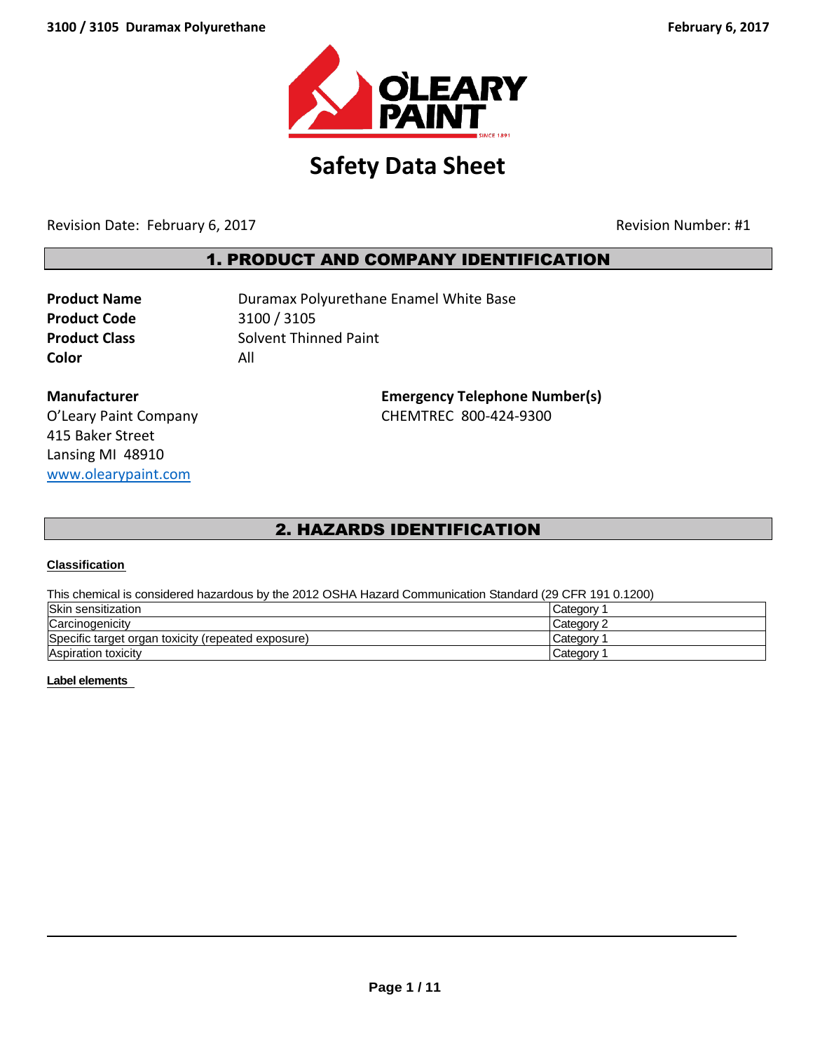# Safety Data Sheet

Revision Date: February 6, 2017 Revision Number: #1

## 1. PRODUCT AND COMPANY IDENTIFICATION

**Product Name** Duramax Polyurethane Enamel White Base
**Product Code** 3100 / 3105
**Product Class** Solvent Thinned Paint
**Color** All

**Manufacturer**
O'Leary Paint Company
415 Baker Street
Lansing MI 48910
www.olearypaint.com

**Emergency Telephone Number(s)**
CHEMTREC 800-424-9300

## 2. HAZARDS IDENTIFICATION

**Classification**

This chemical is considered hazardous by the 2012 OSHA Hazard Communication Standard (29 CFR 191 0.1200)

| | |
|---|---|
| Skin sensitization | Category 1 |
| Carcinogenicity | Category 2 |
| Specific target organ toxicity (repeated exposure) | Category 1 |
| Aspiration toxicity | Category 1 |

**Label elements**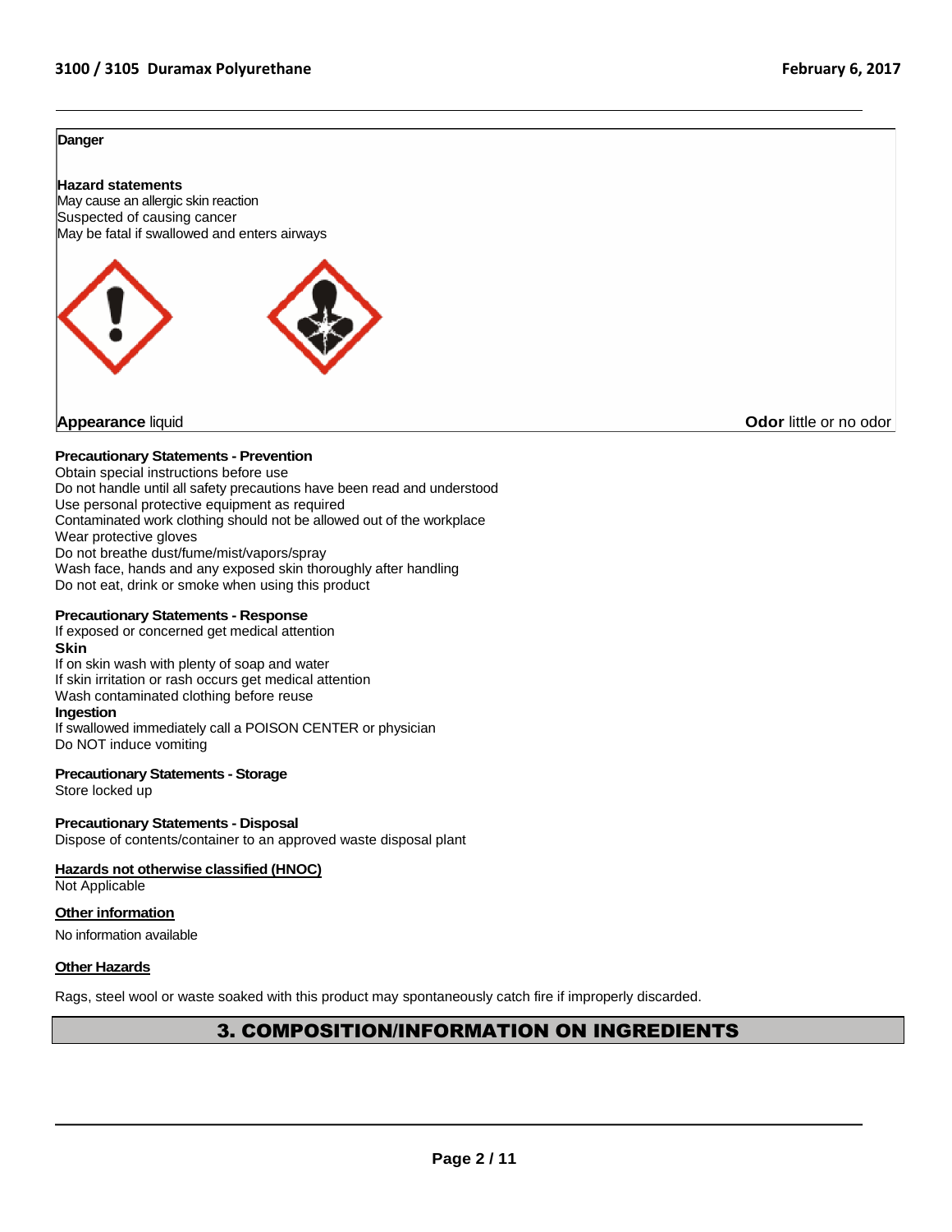**Danger**

**Hazard statements**
May cause an allergic skin reaction
Suspected of causing cancer
May be fatal if swallowed and enters airways

**Appearance** liquid

**Odor** little or no odor

**Precautionary Statements - Prevention**
Obtain special instructions before use
Do not handle until all safety precautions have been read and understood
Use personal protective equipment as required
Contaminated work clothing should not be allowed out of the workplace
Wear protective gloves
Do not breathe dust/fume/mist/vapors/spray
Wash face, hands and any exposed skin thoroughly after handling
Do not eat, drink or smoke when using this product

**Precautionary Statements - Response**
If exposed or concerned get medical attention
**Skin**
If on skin wash with plenty of soap and water
If skin irritation or rash occurs get medical attention
Wash contaminated clothing before reuse
**Ingestion**
If swallowed immediately call a POISON CENTER or physician
Do NOT induce vomiting

**Precautionary Statements - Storage**
Store locked up

**Precautionary Statements - Disposal**
Dispose of contents/container to an approved waste disposal plant

**Hazards not otherwise classified (HNOC)**
Not Applicable

**Other information**

No information available

**Other Hazards**

Rags, steel wool or waste soaked with this product may spontaneously catch fire if improperly discarded.

## 3. COMPOSITION/INFORMATION ON INGREDIENTS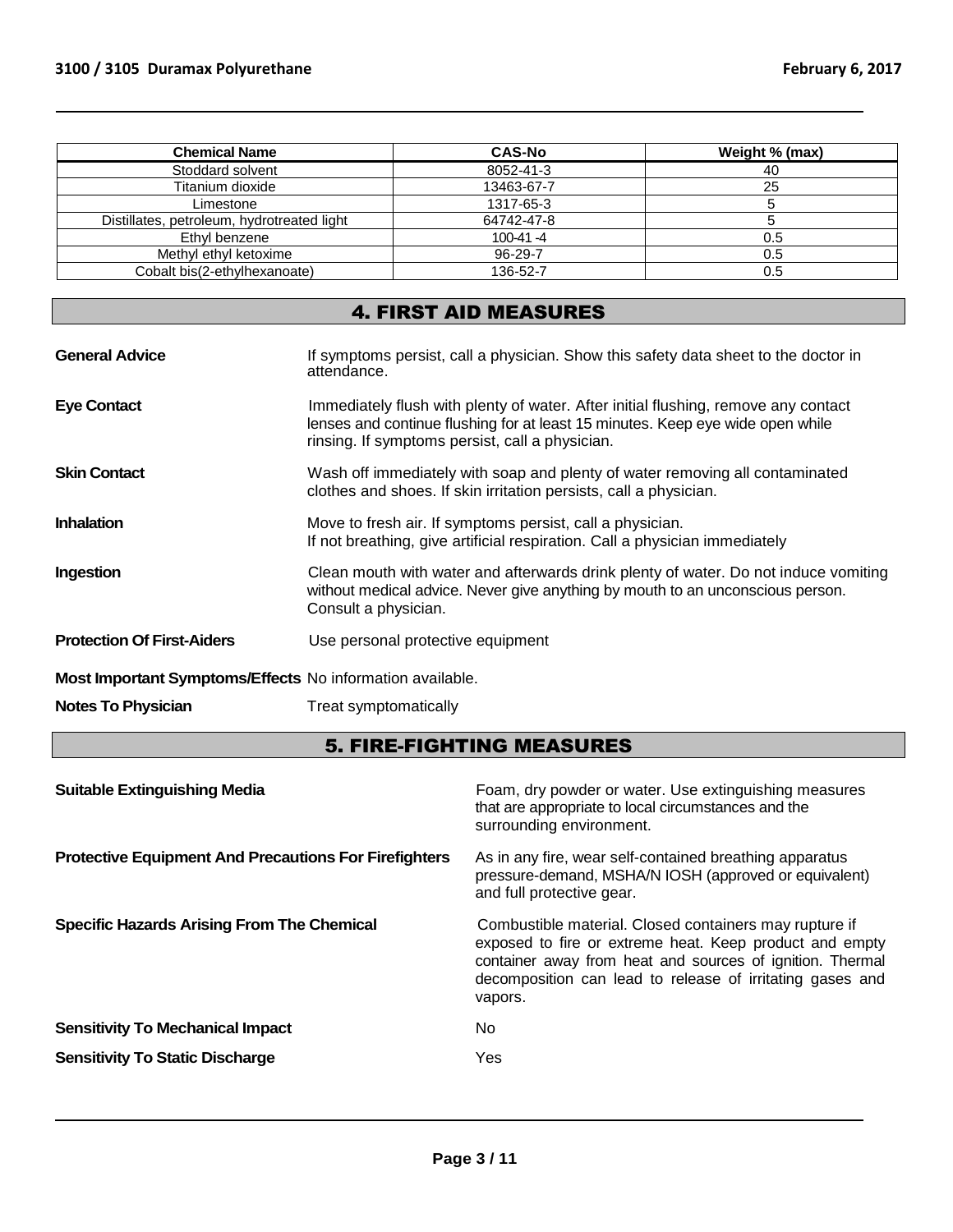| Chemical Name | CAS-No | Weight % (max) |
|---|---|---|
| Stoddard solvent | 8052-41-3 | 40 |
| Titanium dioxide | 13463-67-7 | 25 |
| Limestone | 1317-65-3 | 5 |
| Distillates, petroleum, hydrotreated light | 64742-47-8 | 5 |
| Ethyl benzene | 100-41 -4 | 0.5 |
| Methyl ethyl ketoxime | 96-29-7 | 0.5 |
| Cobalt bis(2-ethylhexanoate) | 136-52-7 | 0.5 |

## 4. FIRST AID MEASURES

**General Advice** If symptoms persist, call a physician. Show this safety data sheet to the doctor in attendance.

**Eye Contact** Immediately flush with plenty of water. After initial flushing, remove any contact lenses and continue flushing for at least 15 minutes. Keep eye wide open while rinsing. If symptoms persist, call a physician.

**Skin Contact** Wash off immediately with soap and plenty of water removing all contaminated clothes and shoes. If skin irritation persists, call a physician.

**Inhalation** Move to fresh air. If symptoms persist, call a physician.
If not breathing, give artificial respiration. Call a physician immediately

**Ingestion** Clean mouth with water and afterwards drink plenty of water. Do not induce vomiting without medical advice. Never give anything by mouth to an unconscious person. Consult a physician.

**Protection Of First-Aiders** Use personal protective equipment

**Most Important Symptoms/Effects** No information available.

**Notes To Physician** Treat symptomatically

## 5. FIRE-FIGHTING MEASURES

**Suitable Extinguishing Media** Foam, dry powder or water. Use extinguishing measures that are appropriate to local circumstances and the surrounding environment.

**Protective Equipment And Precautions For Firefighters** As in any fire, wear self-contained breathing apparatus pressure-demand, MSHA/N IOSH (approved or equivalent) and full protective gear.

**Specific Hazards Arising From The Chemical** Combustible material. Closed containers may rupture if exposed to fire or extreme heat. Keep product and empty container away from heat and sources of ignition. Thermal decomposition can lead to release of irritating gases and vapors.

**Sensitivity To Mechanical Impact** No

**Sensitivity To Static Discharge** Yes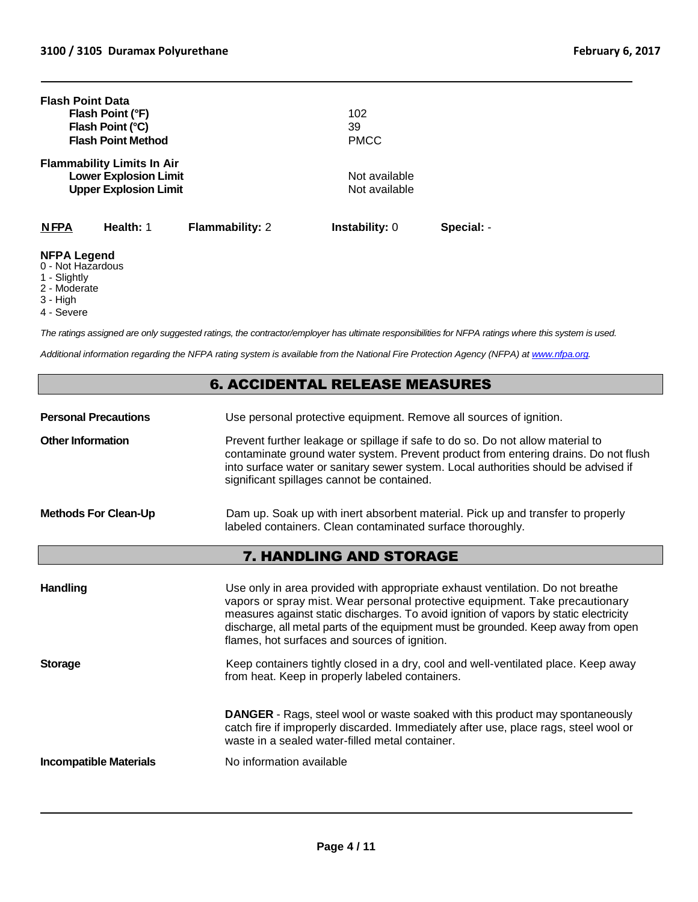**Flash Point Data**

| | |
|---|---|
| **Flash Point (°F)** | 102 |
| **Flash Point (°C)** | 39 |
| **Flash Point Method** | PMCC |

**Flammability Limits In Air**

| | |
|---|---|
| **Lower Explosion Limit** | Not available |
| **Upper Explosion Limit** | Not available |

| **NFPA** | **Health:** 1 | **Flammability:** 2 | **Instability:** 0 | **Special:** - |
|---|---|---|---|---|

**NFPA Legend**
0 - Not Hazardous
1 - Slightly
2 - Moderate
3 - High
4 - Severe

*The ratings assigned are only suggested ratings, the contractor/employer has ultimate responsibilities for NFPA ratings where this system is used.*

*Additional information regarding the NFPA rating system is available from the National Fire Protection Agency (NFPA) at www.nfpa.org.*

## 6. ACCIDENTAL RELEASE MEASURES

**Personal Precautions**
Use personal protective equipment. Remove all sources of ignition.

**Other Information**
Prevent further leakage or spillage if safe to do so. Do not allow material to contaminate ground water system. Prevent product from entering drains. Do not flush into surface water or sanitary sewer system. Local authorities should be advised if significant spillages cannot be contained.

**Methods For Clean-Up**
Dam up. Soak up with inert absorbent material. Pick up and transfer to properly labeled containers. Clean contaminated surface thoroughly.

## 7. HANDLING AND STORAGE

**Handling**
Use only in area provided with appropriate exhaust ventilation. Do not breathe vapors or spray mist. Wear personal protective equipment. Take precautionary measures against static discharges. To avoid ignition of vapors by static electricity discharge, all metal parts of the equipment must be grounded. Keep away from open flames, hot surfaces and sources of ignition.

**Storage**
Keep containers tightly closed in a dry, cool and well-ventilated place. Keep away from heat. Keep in properly labeled containers.

**DANGER** - Rags, steel wool or waste soaked with this product may spontaneously catch fire if improperly discarded. Immediately after use, place rags, steel wool or waste in a sealed water-filled metal container.

**Incompatible Materials**
No information available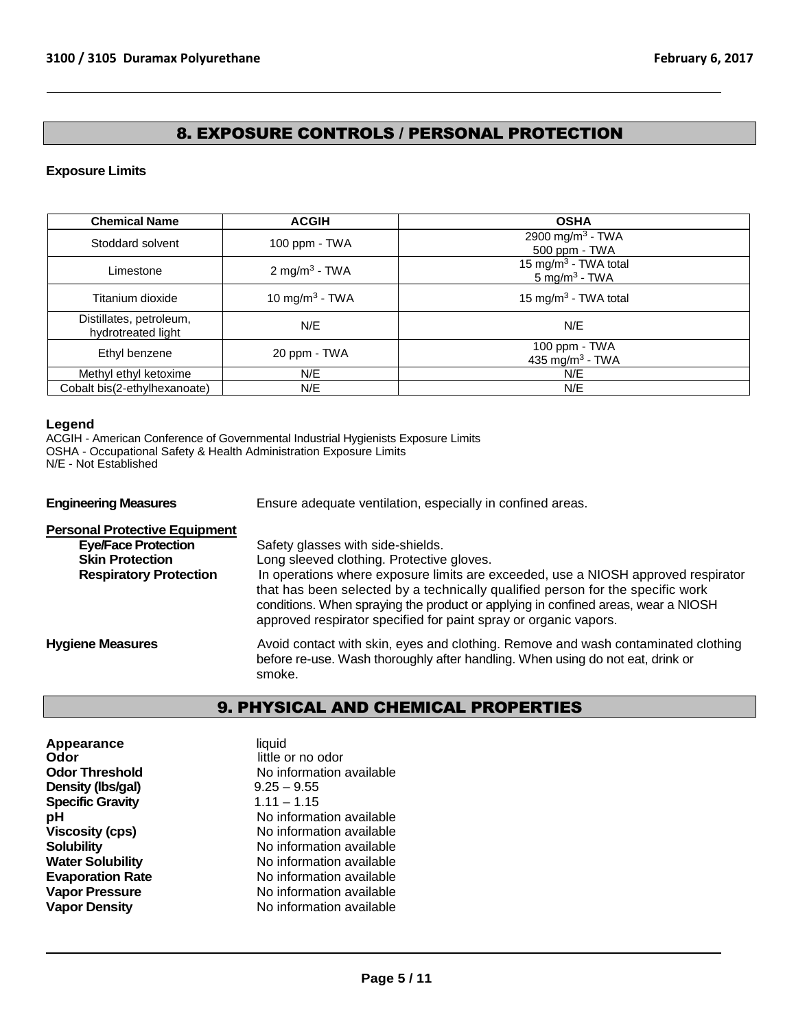## 8. EXPOSURE CONTROLS / PERSONAL PROTECTION

**Exposure Limits**

| Chemical Name | ACGIH | OSHA |
|---|---|---|
| Stoddard solvent | 100 ppm - TWA | 2900 $mg/m^3$ - TWA<br>500 ppm - TWA |
| Limestone | 2 $mg/m^3$ - TWA | 15 $mg/m^3$ - TWA total<br>5 $mg/m^3$ - TWA |
| Titanium dioxide | 10 $mg/m^3$ - TWA | 15 $mg/m^3$ - TWA total |
| Distillates, petroleum, hydrotreated light | N/E | N/E |
| Ethyl benzene | 20 ppm - TWA | 100 ppm - TWA<br>435 $mg/m^3$ - TWA |
| Methyl ethyl ketoxime | N/E | N/E |
| Cobalt bis(2-ethylhexanoate) | N/E | N/E |

**Legend**

ACGIH - American Conference of Governmental Industrial Hygienists Exposure Limits
OSHA - Occupational Safety & Health Administration Exposure Limits
N/E - Not Established

**Engineering Measures** Ensure adequate ventilation, especially in confined areas.

**Personal Protective Equipment**

- **Eye/Face Protection** Safety glasses with side-shields.
- **Skin Protection** Long sleeved clothing. Protective gloves.
- **Respiratory Protection** In operations where exposure limits are exceeded, use a NIOSH approved respirator that has been selected by a technically qualified person for the specific work conditions. When spraying the product or applying in confined areas, wear a NIOSH approved respirator specified for paint spray or organic vapors.

**Hygiene Measures** Avoid contact with skin, eyes and clothing. Remove and wash contaminated clothing before re-use. Wash thoroughly after handling. When using do not eat, drink or smoke.

## 9. PHYSICAL AND CHEMICAL PROPERTIES

**Appearance** liquid
**Odor** little or no odor
**Odor Threshold** No information available
**Density (lbs/gal)** 9.25 – 9.55
**Specific Gravity** 1.11 – 1.15
**pH** No information available
**Viscosity (cps)** No information available
**Solubility** No information available
**Water Solubility** No information available
**Evaporation Rate** No information available
**Vapor Pressure** No information available
**Vapor Density** No information available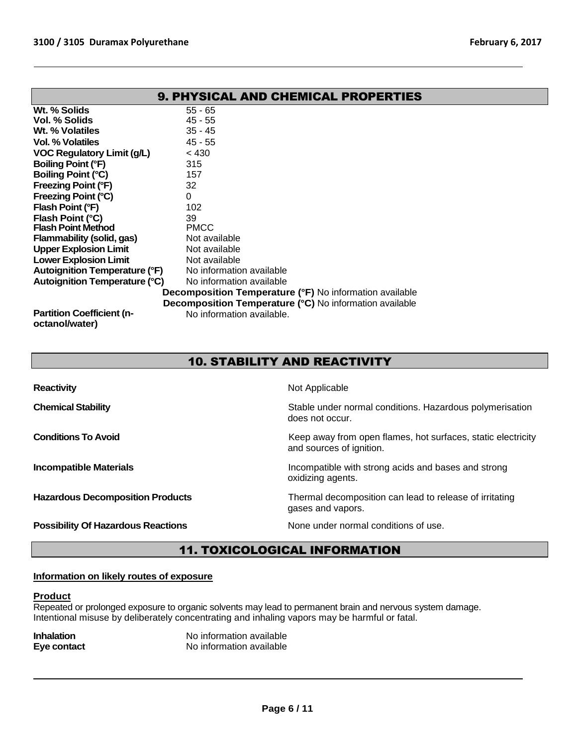## 9. PHYSICAL AND CHEMICAL PROPERTIES

| | |
|---|---|
| **Wt. % Solids** | 55 - 65 |
| **Vol. % Solids** | 45 - 55 |
| **Wt. % Volatiles** | 35 - 45 |
| **Vol. % Volatiles** | 45 - 55 |
| **VOC Regulatory Limit (g/L)** | < 430 |
| **Boiling Point (°F)** | 315 |
| **Boiling Point (°C)** | 157 |
| **Freezing Point (°F)** | 32 |
| **Freezing Point (°C)** | 0 |
| **Flash Point (°F)** | 102 |
| **Flash Point (°C)** | 39 |
| **Flash Point Method** | PMCC |
| **Flammability (solid, gas)** | Not available |
| **Upper Explosion Limit** | Not available |
| **Lower Explosion Limit** | Not available |
| **Autoignition Temperature (°F)** | No information available |
| **Autoignition Temperature (°C)** | No information available |
| **Decomposition Temperature (°F)** | No information available |
| **Decomposition Temperature (°C)** | No information available |
| **Partition Coefficient (n-octanol/water)** | No information available. |

## 10. STABILITY AND REACTIVITY

| | |
|---|---|
| **Reactivity** | Not Applicable |
| **Chemical Stability** | Stable under normal conditions. Hazardous polymerisation does not occur. |
| **Conditions To Avoid** | Keep away from open flames, hot surfaces, static electricity and sources of ignition. |
| **Incompatible Materials** | Incompatible with strong acids and bases and strong oxidizing agents. |
| **Hazardous Decomposition Products** | Thermal decomposition can lead to release of irritating gases and vapors. |
| **Possibility Of Hazardous Reactions** | None under normal conditions of use. |

## 11. TOXICOLOGICAL INFORMATION

**Information on likely routes of exposure**

**Product**

Repeated or prolonged exposure to organic solvents may lead to permanent brain and nervous system damage. Intentional misuse by deliberately concentrating and inhaling vapors may be harmful or fatal.

| | |
|---|---|
| **Inhalation** | No information available |
| **Eye contact** | No information available |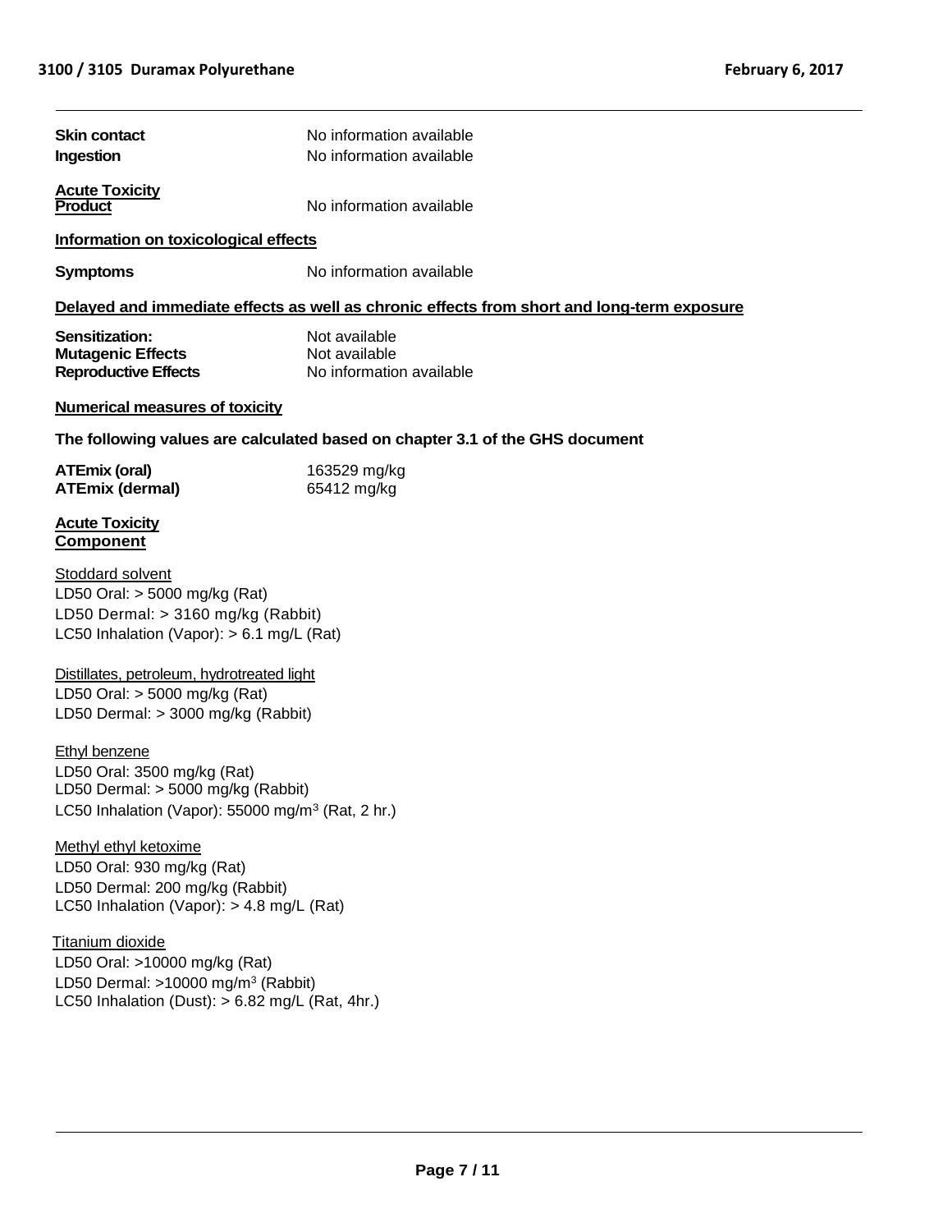**Skin contact** No information available

**Ingestion** No information available

**Acute Toxicity**
**Product** No information available

**Information on toxicological effects**

**Symptoms** No information available

**Delayed and immediate effects as well as chronic effects from short and long-term exposure**

**Sensitization:** Not available
**Mutagenic Effects** Not available
**Reproductive Effects** No information available

**Numerical measures of toxicity**

**The following values are calculated based on chapter 3.1 of the GHS document**

| | |
|---|---|
| **ATEmix (oral)** | 163529 mg/kg |
| **ATEmix (dermal)** | 65412 mg/kg |

**Acute Toxicity**
**Component**

Stoddard solvent
LD50 Oral: > 5000 mg/kg (Rat)
LD50 Dermal: > 3160 mg/kg (Rabbit)
LC50 Inhalation (Vapor): > 6.1 mg/L (Rat)

Distillates, petroleum, hydrotreated light
LD50 Oral: > 5000 mg/kg (Rat)
LD50 Dermal: > 3000 mg/kg (Rabbit)

Ethyl benzene
LD50 Oral: 3500 mg/kg (Rat)
LD50 Dermal: > 5000 mg/kg (Rabbit)
LC50 Inhalation (Vapor): 55000 mg/m$^3$ (Rat, 2 hr.)

Methyl ethyl ketoxime
LD50 Oral: 930 mg/kg (Rat)
LD50 Dermal: 200 mg/kg (Rabbit)
LC50 Inhalation (Vapor): > 4.8 mg/L (Rat)

Titanium dioxide
LD50 Oral: >10000 mg/kg (Rat)
LD50 Dermal: >10000 mg/m$^3$ (Rabbit)
LC50 Inhalation (Dust): > 6.82 mg/L (Rat, 4hr.)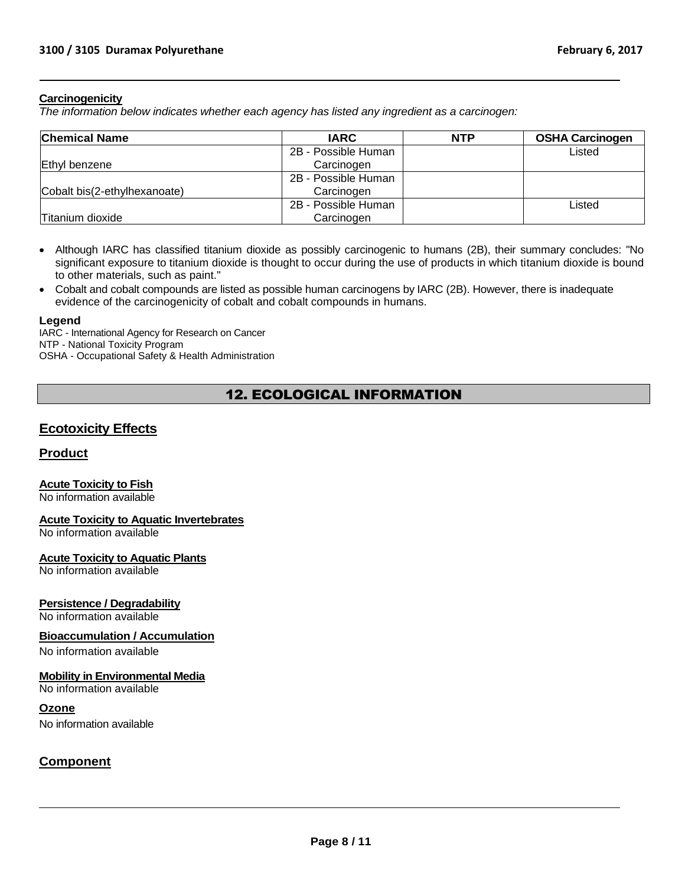**Carcinogenicity**

*The information below indicates whether each agency has listed any ingredient as a carcinogen:*

| Chemical Name | IARC | NTP | OSHA Carcinogen |
| --- | --- | --- | --- |
| Ethyl benzene | 2B - Possible Human Carcinogen | | Listed |
| Cobalt bis(2-ethylhexanoate) | 2B - Possible Human Carcinogen | | |
| Titanium dioxide | 2B - Possible Human Carcinogen | | Listed |

- Although IARC has classified titanium dioxide as possibly carcinogenic to humans (2B), their summary concludes: "No significant exposure to titanium dioxide is thought to occur during the use of products in which titanium dioxide is bound to other materials, such as paint."
- Cobalt and cobalt compounds are listed as possible human carcinogens by IARC (2B). However, there is inadequate evidence of the carcinogenicity of cobalt and cobalt compounds in humans.

**Legend**

IARC - International Agency for Research on Cancer
NTP - National Toxicity Program
OSHA - Occupational Safety & Health Administration

## 12. ECOLOGICAL INFORMATION

### Ecotoxicity Effects

### Product

**Acute Toxicity to Fish**
No information available

**Acute Toxicity to Aquatic Invertebrates**
No information available

**Acute Toxicity to Aquatic Plants**
No information available

**Persistence / Degradability**
No information available

**Bioaccumulation / Accumulation**
No information available

**Mobility in Environmental Media**
No information available

**Ozone**
No information available

### Component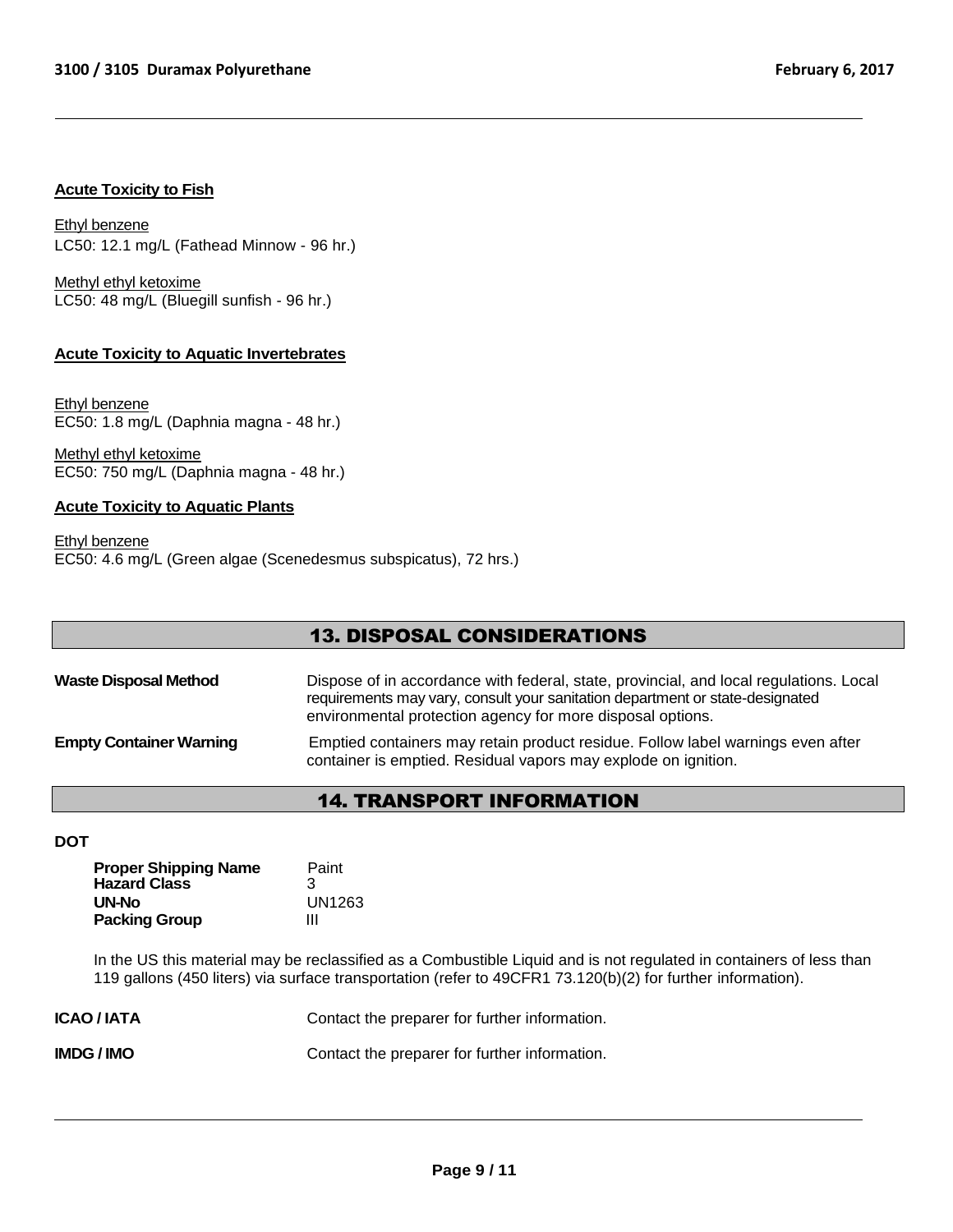**Acute Toxicity to Fish**

Ethyl benzene
LC50: 12.1 mg/L (Fathead Minnow - 96 hr.)

Methyl ethyl ketoxime
LC50: 48 mg/L (Bluegill sunfish - 96 hr.)

**Acute Toxicity to Aquatic Invertebrates**

Ethyl benzene
EC50: 1.8 mg/L (Daphnia magna - 48 hr.)

Methyl ethyl ketoxime
EC50: 750 mg/L (Daphnia magna - 48 hr.)

**Acute Toxicity to Aquatic Plants**

Ethyl benzene
EC50: 4.6 mg/L (Green algae (Scenedesmus subspicatus), 72 hrs.)

## 13. DISPOSAL CONSIDERATIONS

**Waste Disposal Method** — Dispose of in accordance with federal, state, provincial, and local regulations. Local requirements may vary, consult your sanitation department or state-designated environmental protection agency for more disposal options.

**Empty Container Warning** — Emptied containers may retain product residue. Follow label warnings even after container is emptied. Residual vapors may explode on ignition.

## 14. TRANSPORT INFORMATION

**DOT**

| | |
|---|---|
| **Proper Shipping Name** | Paint |
| **Hazard Class** | 3 |
| **UN-No** | UN1263 |
| **Packing Group** | III |

In the US this material may be reclassified as a Combustible Liquid and is not regulated in containers of less than 119 gallons (450 liters) via surface transportation (refer to 49CFR1 73.120(b)(2) for further information).

**ICAO / IATA** — Contact the preparer for further information.

**IMDG / IMO** — Contact the preparer for further information.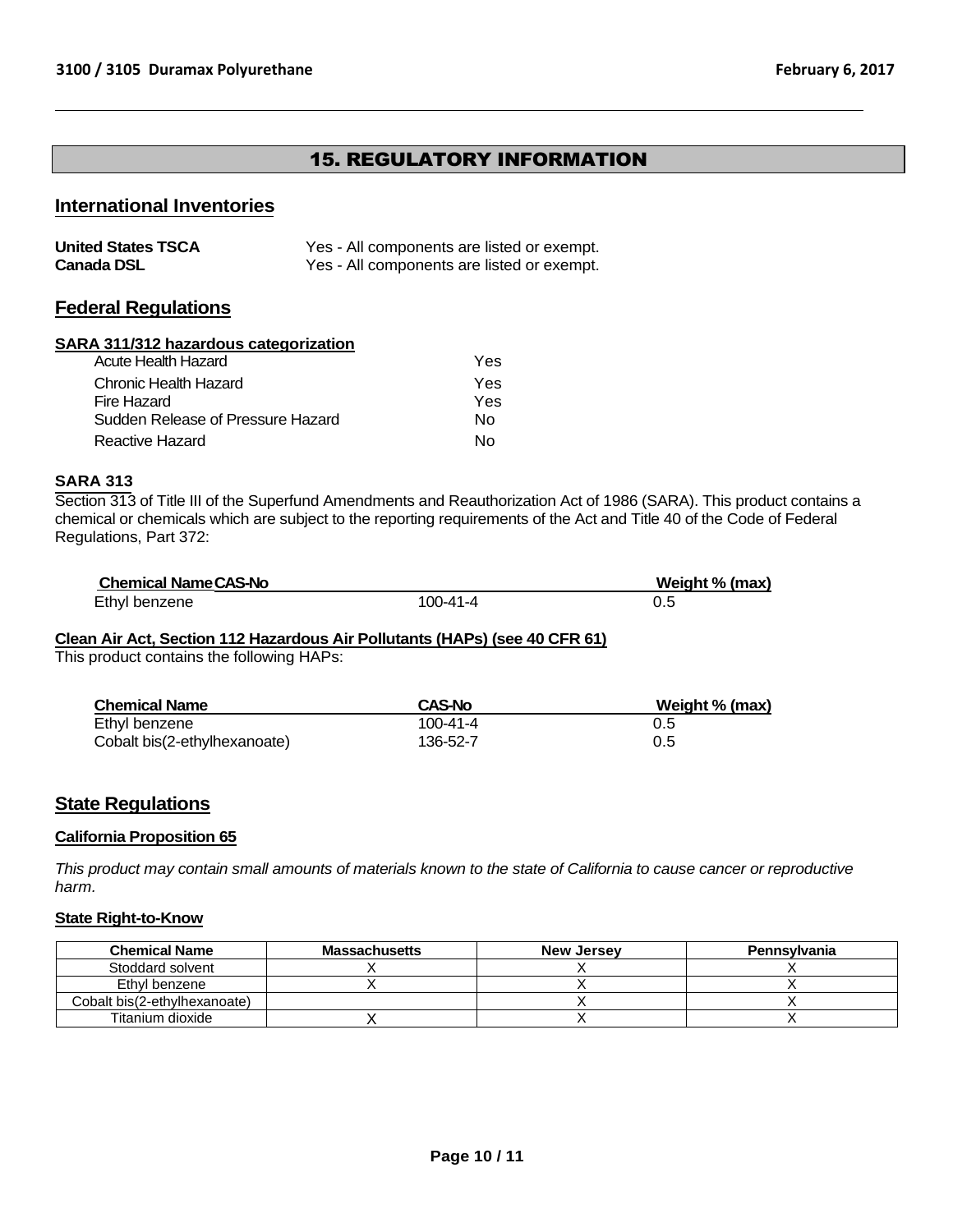# 15. REGULATORY INFORMATION

## International Inventories

| | |
|---|---|
| **United States TSCA** | Yes - All components are listed or exempt. |
| **Canada DSL** | Yes - All components are listed or exempt. |

## Federal Regulations

### SARA 311/312 hazardous categorization

| | |
|---|---|
| Acute Health Hazard | Yes |
| Chronic Health Hazard | Yes |
| Fire Hazard | Yes |
| Sudden Release of Pressure Hazard | No |
| Reactive Hazard | No |

### SARA 313

Section 313 of Title III of the Superfund Amendments and Reauthorization Act of 1986 (SARA). This product contains a chemical or chemicals which are subject to the reporting requirements of the Act and Title 40 of the Code of Federal Regulations, Part 372:

| Chemical Name | CAS-No | Weight % (max) |
|---|---|---|
| Ethyl benzene | 100-41-4 | 0.5 |

### Clean Air Act, Section 112 Hazardous Air Pollutants (HAPs) (see 40 CFR 61)

This product contains the following HAPs:

| Chemical Name | CAS-No | Weight % (max) |
|---|---|---|
| Ethyl benzene | 100-41-4 | 0.5 |
| Cobalt bis(2-ethylhexanoate) | 136-52-7 | 0.5 |

## State Regulations

### California Proposition 65

*This product may contain small amounts of materials known to the state of California to cause cancer or reproductive harm.*

### State Right-to-Know

| Chemical Name | Massachusetts | New Jersey | Pennsylvania |
|---|---|---|---|
| Stoddard solvent | X | X | X |
| Ethyl benzene | X | X | X |
| Cobalt bis(2-ethylhexanoate) | | X | X |
| Titanium dioxide | X | X | X |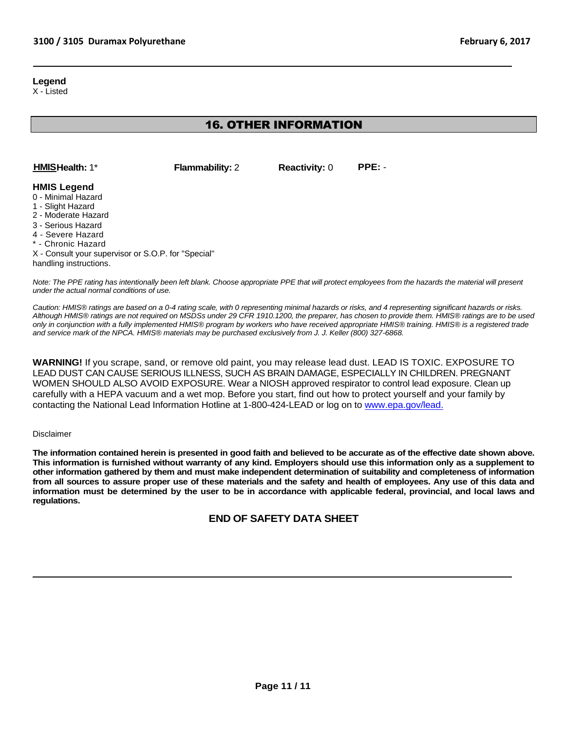**Legend**
X - Listed

## 16. OTHER INFORMATION

| | | | |
|---|---|---|---|
| **HMIS Health:** 1* | **Flammability:** 2 | **Reactivity:** 0 | **PPE:** - |

**HMIS Legend**
0 - Minimal Hazard
1 - Slight Hazard
2 - Moderate Hazard
3 - Serious Hazard
4 - Severe Hazard
* - Chronic Hazard
X - Consult your supervisor or S.O.P. for "Special" handling instructions.

*Note: The PPE rating has intentionally been left blank. Choose appropriate PPE that will protect employees from the hazards the material will present under the actual normal conditions of use.*

*Caution: HMIS® ratings are based on a 0-4 rating scale, with 0 representing minimal hazards or risks, and 4 representing significant hazards or risks. Although HMIS® ratings are not required on MSDSs under 29 CFR 1910.1200, the preparer, has chosen to provide them. HMIS® ratings are to be used only in conjunction with a fully implemented HMIS® program by workers who have received appropriate HMIS® training. HMIS® is a registered trade and service mark of the NPCA. HMIS® materials may be purchased exclusively from J. J. Keller (800) 327-6868.*

**WARNING!** If you scrape, sand, or remove old paint, you may release lead dust. LEAD IS TOXIC. EXPOSURE TO LEAD DUST CAN CAUSE SERIOUS ILLNESS, SUCH AS BRAIN DAMAGE, ESPECIALLY IN CHILDREN. PREGNANT WOMEN SHOULD ALSO AVOID EXPOSURE. Wear a NIOSH approved respirator to control lead exposure. Clean up carefully with a HEPA vacuum and a wet mop. Before you start, find out how to protect yourself and your family by contacting the National Lead Information Hotline at 1-800-424-LEAD or log on to www.epa.gov/lead.

Disclaimer

**The information contained herein is presented in good faith and believed to be accurate as of the effective date shown above. This information is furnished without warranty of any kind. Employers should use this information only as a supplement to other information gathered by them and must make independent determination of suitability and completeness of information from all sources to assure proper use of these materials and the safety and health of employees. Any use of this data and information must be determined by the user to be in accordance with applicable federal, provincial, and local laws and regulations.**

**END OF SAFETY DATA SHEET**